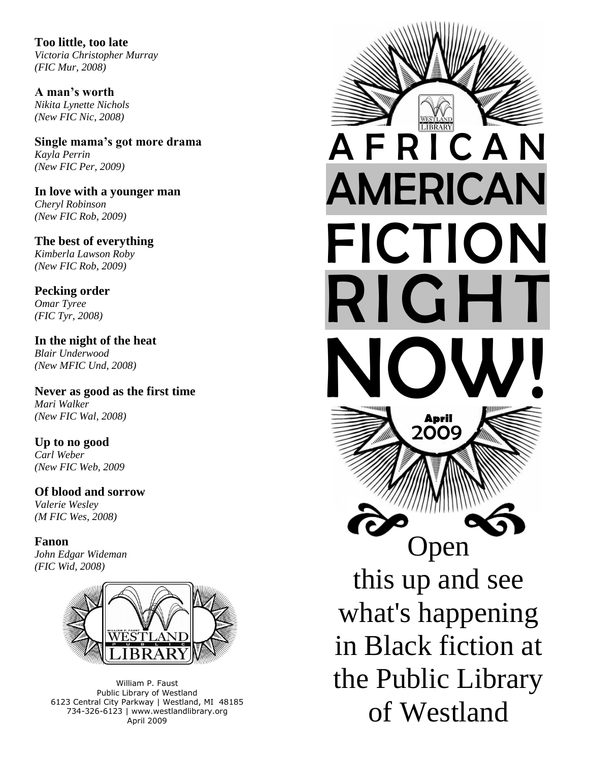**Too little, too late**
*Victoria Christopher Murray*
*(FIC Mur, 2008)*

**A man's worth**
*Nikita Lynette Nichols*
*(New FIC Nic, 2008)*

**Single mama's got more drama**
*Kayla Perrin*
*(New FIC Per, 2009)*

**In love with a younger man**
*Cheryl Robinson*
*(New FIC Rob, 2009)*

**The best of everything**
*Kimberla Lawson Roby*
*(New FIC Rob, 2009)*

**Pecking order**
*Omar Tyree*
*(FIC Tyr, 2008)*

**In the night of the heat**
*Blair Underwood*
*(New MFIC Und, 2008)*

**Never as good as the first time**
*Mari Walker*
*(New FIC Wal, 2008)*

**Up to no good**
*Carl Weber*
*(New FIC Web, 2009*

**Of blood and sorrow**
*Valerie Wesley*
*(M FIC Wes, 2008)*

**Fanon**
*John Edgar Wideman*
*(FIC Wid, 2008)*

William P. Faust
Public Library of Westland
6123 Central City Parkway | Westland, MI 48185
734-326-6123 | www.westlandlibrary.org
April 2009

# AFRICAN AMERICAN FICTION RIGHT NOW!

April 2009

Open this up and see what's happening in Black fiction at the Public Library of Westland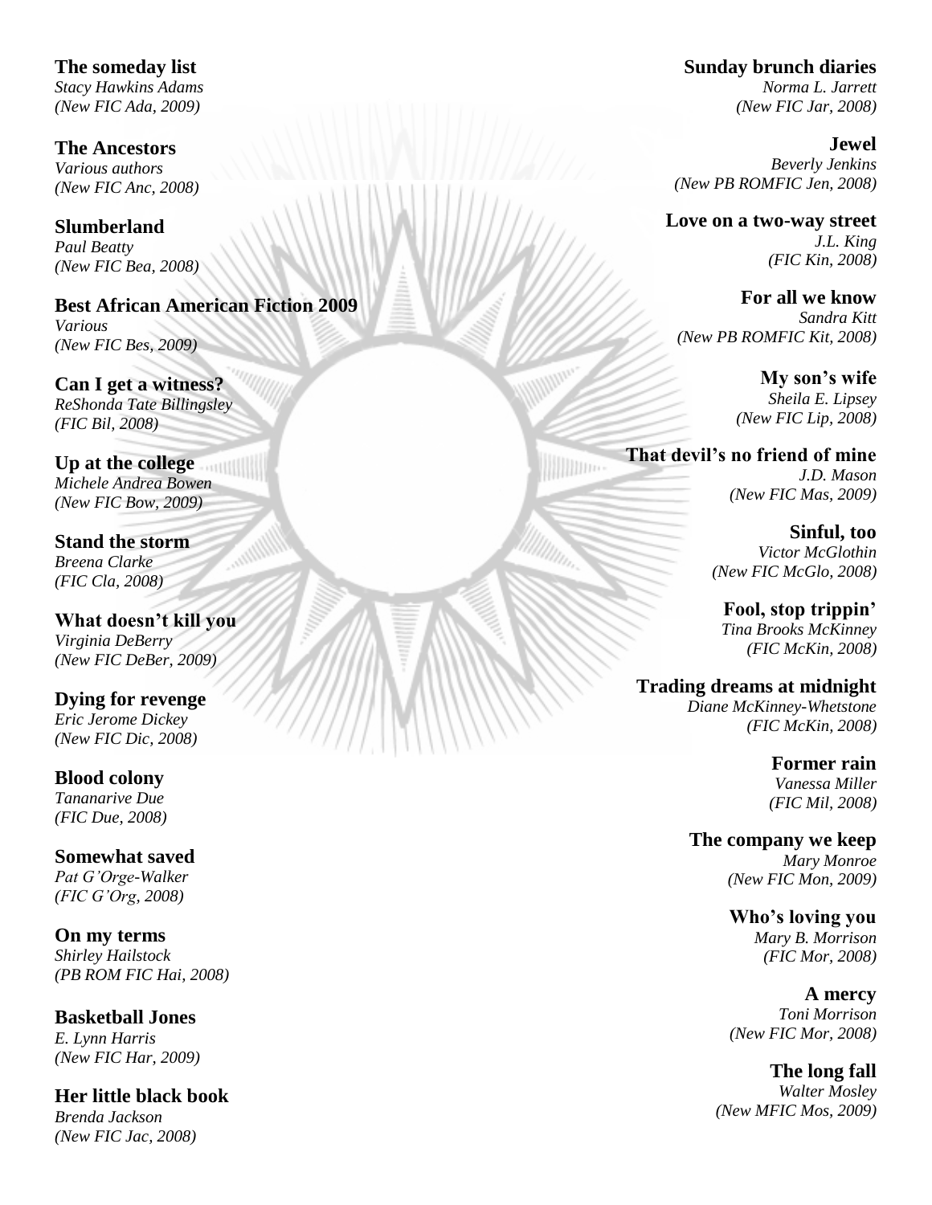**The someday list**
*Stacy Hawkins Adams*
*(New FIC Ada, 2009)*

**The Ancestors**
*Various authors*
*(New FIC Anc, 2008)*

**Slumberland**
*Paul Beatty*
*(New FIC Bea, 2008)*

**Best African American Fiction 2009**
*Various*
*(New FIC Bes, 2009)*

**Can I get a witness?**
*ReShonda Tate Billingsley*
*(FIC Bil, 2008)*

**Up at the college**
*Michele Andrea Bowen*
*(New FIC Bow, 2009)*

**Stand the storm**
*Breena Clarke*
*(FIC Cla, 2008)*

**What doesn't kill you**
*Virginia DeBerry*
*(New FIC DeBer, 2009)*

**Dying for revenge**
*Eric Jerome Dickey*
*(New FIC Dic, 2008)*

**Blood colony**
*Tananarive Due*
*(FIC Due, 2008)*

**Somewhat saved**
*Pat G'Orge-Walker*
*(FIC G'Org, 2008)*

**On my terms**
*Shirley Hailstock*
*(PB ROM FIC Hai, 2008)*

**Basketball Jones**
*E. Lynn Harris*
*(New FIC Har, 2009)*

**Her little black book**
*Brenda Jackson*
*(New FIC Jac, 2008)*

**Sunday brunch diaries**
*Norma L. Jarrett*
*(New FIC Jar, 2008)*

**Jewel**
*Beverly Jenkins*
*(New PB ROMFIC Jen, 2008)*

**Love on a two-way street**
*J.L. King*
*(FIC Kin, 2008)*

**For all we know**
*Sandra Kitt*
*(New PB ROMFIC Kit, 2008)*

**My son's wife**
*Sheila E. Lipsey*
*(New FIC Lip, 2008)*

**That devil's no friend of mine**
*J.D. Mason*
*(New FIC Mas, 2009)*

**Sinful, too**
*Victor McGlothin*
*(New FIC McGlo, 2008)*

**Fool, stop trippin'**
*Tina Brooks McKinney*
*(FIC McKin, 2008)*

**Trading dreams at midnight**
*Diane McKinney-Whetstone*
*(FIC McKin, 2008)*

**Former rain**
*Vanessa Miller*
*(FIC Mil, 2008)*

**The company we keep**
*Mary Monroe*
*(New FIC Mon, 2009)*

**Who's loving you**
*Mary B. Morrison*
*(FIC Mor, 2008)*

**A mercy**
*Toni Morrison*
*(New FIC Mor, 2008)*

**The long fall**
*Walter Mosley*
*(New MFIC Mos, 2009)*